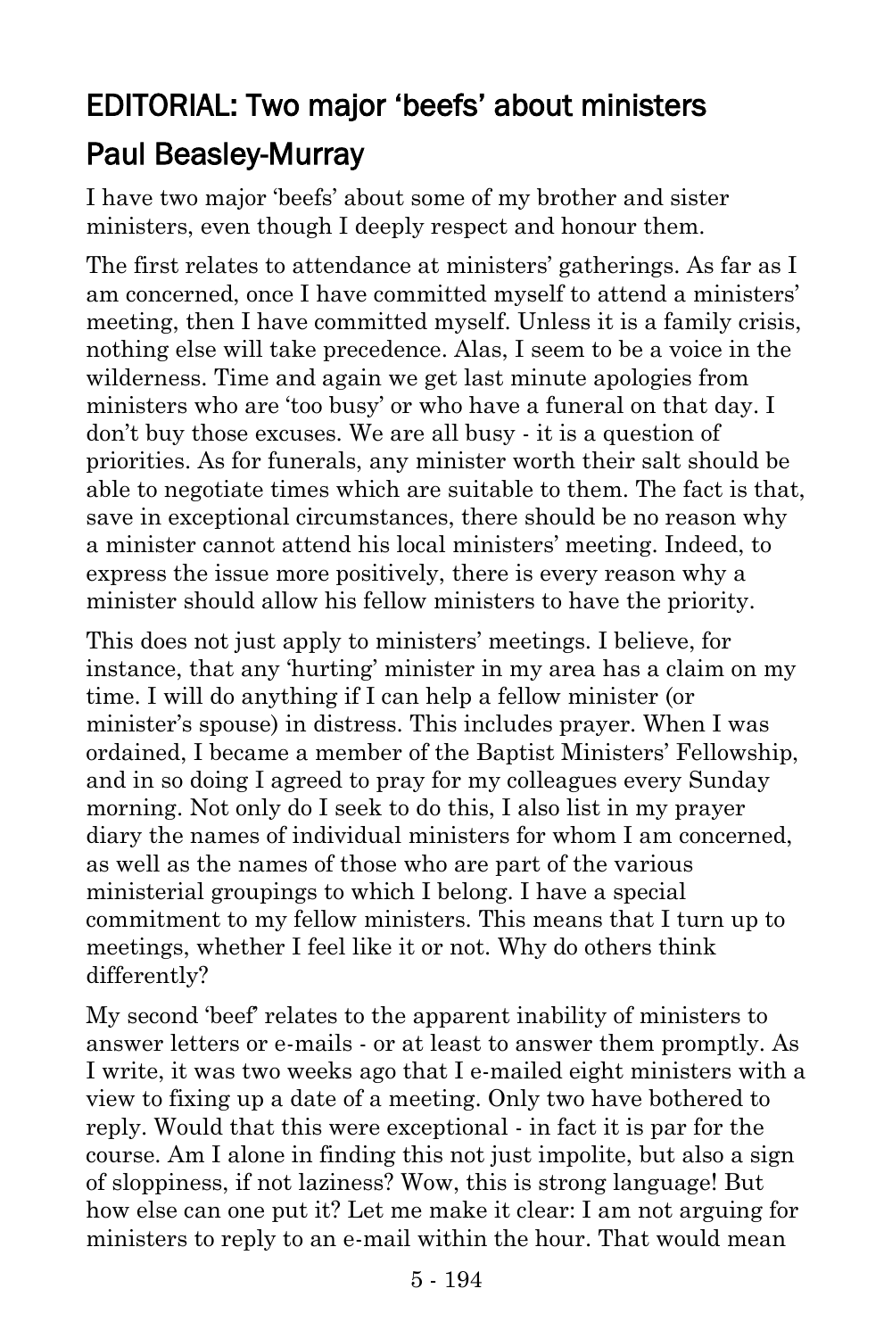# EDITORIAL: Two major 'beefs' about ministers

## Paul Beasley-Murray

I have two major 'beefs' about some of my brother and sister ministers, even though I deeply respect and honour them.

The first relates to attendance at ministers' gatherings. As far as I am concerned, once I have committed myself to attend a ministers' meeting, then I have committed myself. Unless it is a family crisis, nothing else will take precedence. Alas, I seem to be a voice in the wilderness. Time and again we get last minute apologies from ministers who are 'too busy' or who have a funeral on that day. I don't buy those excuses. We are all busy - it is a question of priorities. As for funerals, any minister worth their salt should be able to negotiate times which are suitable to them. The fact is that, save in exceptional circumstances, there should be no reason why a minister cannot attend his local ministers' meeting. Indeed, to express the issue more positively, there is every reason why a minister should allow his fellow ministers to have the priority.

This does not just apply to ministers' meetings. I believe, for instance, that any 'hurting' minister in my area has a claim on my time. I will do anything if I can help a fellow minister (or minister's spouse) in distress. This includes prayer. When I was ordained, I became a member of the Baptist Ministers' Fellowship, and in so doing I agreed to pray for my colleagues every Sunday morning. Not only do I seek to do this, I also list in my prayer diary the names of individual ministers for whom I am concerned, as well as the names of those who are part of the various ministerial groupings to which I belong. I have a special commitment to my fellow ministers. This means that I turn up to meetings, whether I feel like it or not. Why do others think differently?

My second 'beef' relates to the apparent inability of ministers to answer letters or e-mails - or at least to answer them promptly. As I write, it was two weeks ago that I e-mailed eight ministers with a view to fixing up a date of a meeting. Only two have bothered to reply. Would that this were exceptional - in fact it is par for the course. Am I alone in finding this not just impolite, but also a sign of sloppiness, if not laziness? Wow, this is strong language! But how else can one put it? Let me make it clear: I am not arguing for ministers to reply to an e-mail within the hour. That would mean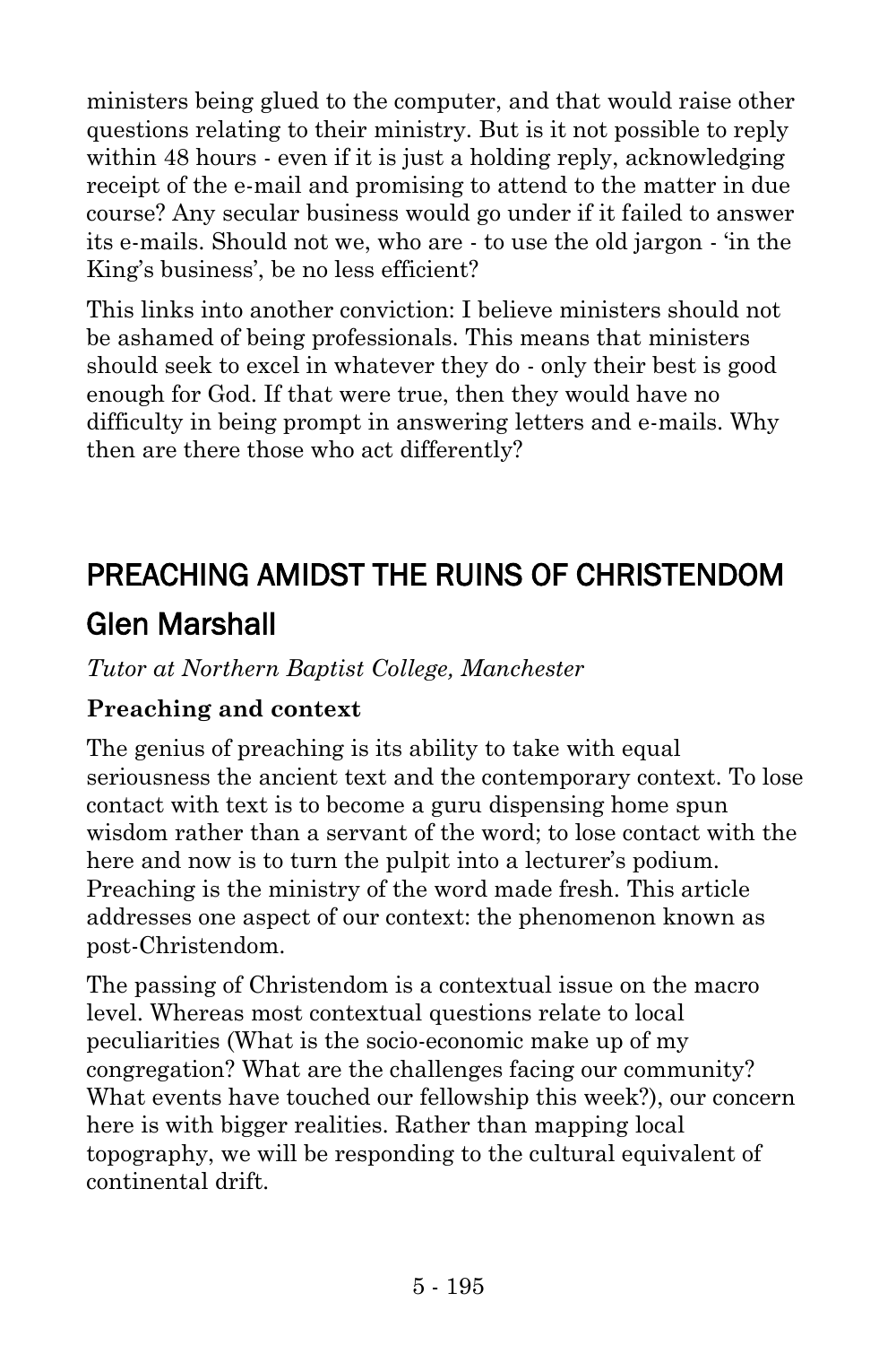ministers being glued to the computer, and that would raise other questions relating to their ministry. But is it not possible to reply within 48 hours - even if it is just a holding reply, acknowledging receipt of the e-mail and promising to attend to the matter in due course? Any secular business would go under if it failed to answer its e-mails. Should not we, who are - to use the old jargon - 'in the King's business', be no less efficient?

This links into another conviction: I believe ministers should not be ashamed of being professionals. This means that ministers should seek to excel in whatever they do - only their best is good enough for God. If that were true, then they would have no difficulty in being prompt in answering letters and e-mails. Why then are there those who act differently?

## PREACHING AMIDST THE RUINS OF CHRISTENDOM

## Glen Marshall

*Tutor at Northern Baptist College, Manchester*

**Preaching and context**

The genius of preaching is its ability to take with equal seriousness the ancient text and the contemporary context. To lose contact with text is to become a guru dispensing home spun wisdom rather than a servant of the word; to lose contact with the here and now is to turn the pulpit into a lecturer's podium. Preaching is the ministry of the word made fresh. This article addresses one aspect of our context: the phenomenon known as post-Christendom.

The passing of Christendom is a contextual issue on the macro level. Whereas most contextual questions relate to local peculiarities (What is the socio-economic make up of my congregation? What are the challenges facing our community? What events have touched our fellowship this week?), our concern here is with bigger realities. Rather than mapping local topography, we will be responding to the cultural equivalent of continental drift.